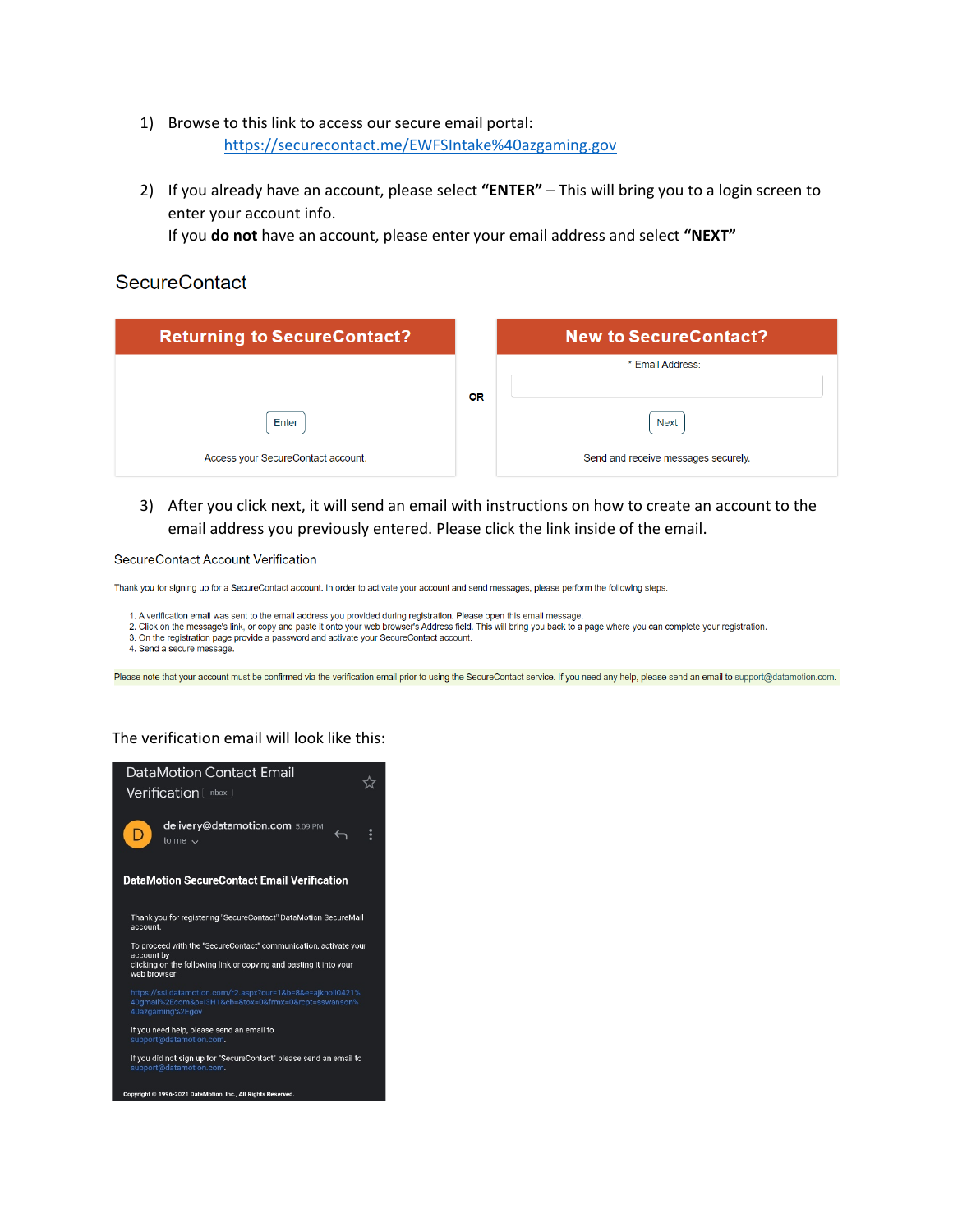1) Browse to this link to access our secure email portal:
   https://securecontact.me/EWFSIntake%40azgaming.gov

2) If you already have an account, please select **"ENTER"** – This will bring you to a login screen to enter your account info.
   If you **do not** have an account, please enter your email address and select **"NEXT"**

SecureContact

| Returning to SecureContact? | | New to SecureContact? |
|---|---|---|
| | OR | * Email Address: |
| Enter | | Next |
| Access your SecureContact account. | | Send and receive messages securely. |

3) After you click next, it will send an email with instructions on how to create an account to the email address you previously entered. Please click the link inside of the email.

SecureContact Account Verification

Thank you for signing up for a SecureContact account. In order to activate your account and send messages, please perform the following steps.

1. A verification email was sent to the email address you provided during registration. Please open this email message.
2. Click on the message's link, or copy and paste it onto your web browser's Address field. This will bring you back to a page where you can complete your registration.
3. On the registration page provide a password and activate your SecureContact account.
4. Send a secure message.

Please note that your account must be confirmed via the verification email prior to using the SecureContact service. If you need any help, please send an email to support@datamotion.com.

The verification email will look like this:

DataMotion Contact Email Verification Inbox

delivery@datamotion.com 5:09 PM
to me

**DataMotion SecureContact Email Verification**

Thank you for registering "SecureContact" DataMotion SecureMail account.

To proceed with the "SecureContact" communication, activate your account by clicking on the following link or copying and pasting it into your web browser:

https://ssl.datamotion.com/r2.aspx?cur=1&b=8&e=ajknoll0421%40gmail%2Ecom&p=I3H1&cb=&tox=0&frmx=0&rcpt=sswanson%40azgaming%2Egov

If you need help, please send an email to support@datamotion.com.

If you did not sign up for "SecureContact" please send an email to support@datamotion.com.

Copyright © 1996-2021 DataMotion, Inc., All Rights Reserved.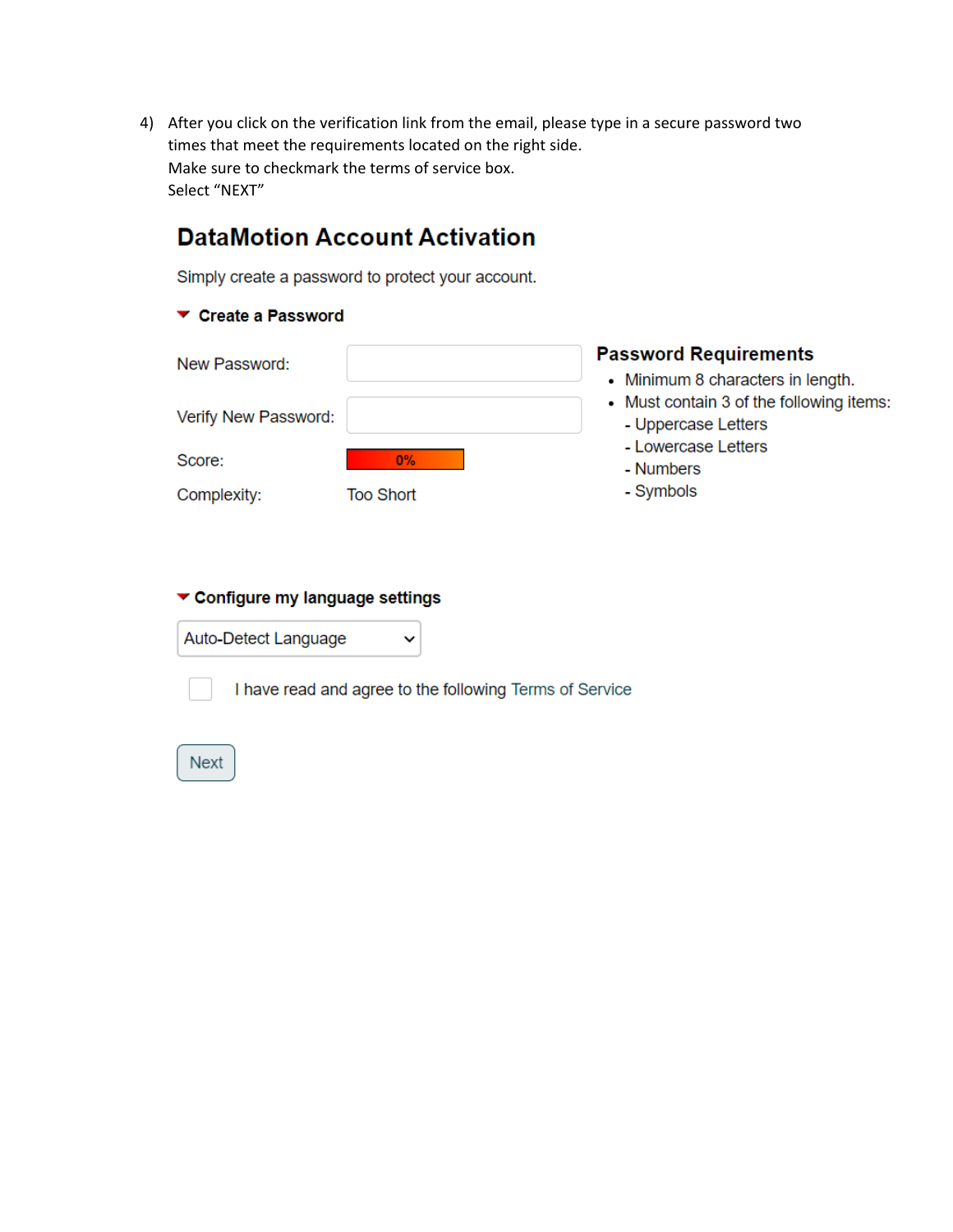4) After you click on the verification link from the email, please type in a secure password two times that meet the requirements located on the right side.
   Make sure to checkmark the terms of service box.
   Select "NEXT"

## DataMotion Account Activation

Simply create a password to protect your account.

### Create a Password

New Password:

Verify New Password:

Score: 0%

Complexity: Too Short

**Password Requirements**

- Minimum 8 characters in length.
- Must contain 3 of the following items:
  - Uppercase Letters
  - Lowercase Letters
  - Numbers
  - Symbols

### Configure my language settings

Auto-Detect Language

☐ I have read and agree to the following Terms of Service

Next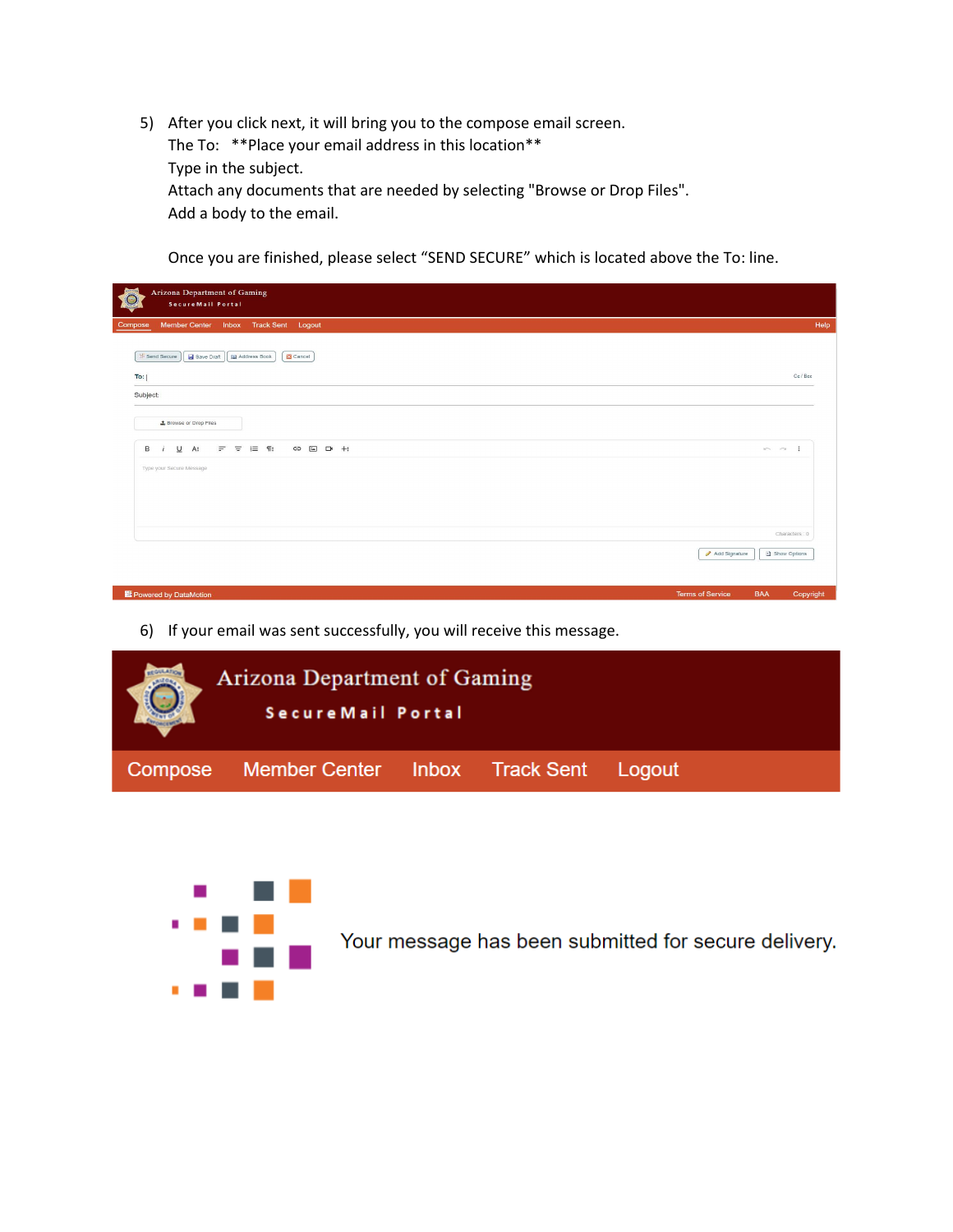5) After you click next, it will bring you to the compose email screen.
   The To:  **Place your email address in this location**
   Type in the subject.
   Attach any documents that are needed by selecting "Browse or Drop Files".
   Add a body to the email.

   Once you are finished, please select “SEND SECURE” which is located above the To: line.

6) If your email was sent successfully, you will receive this message.